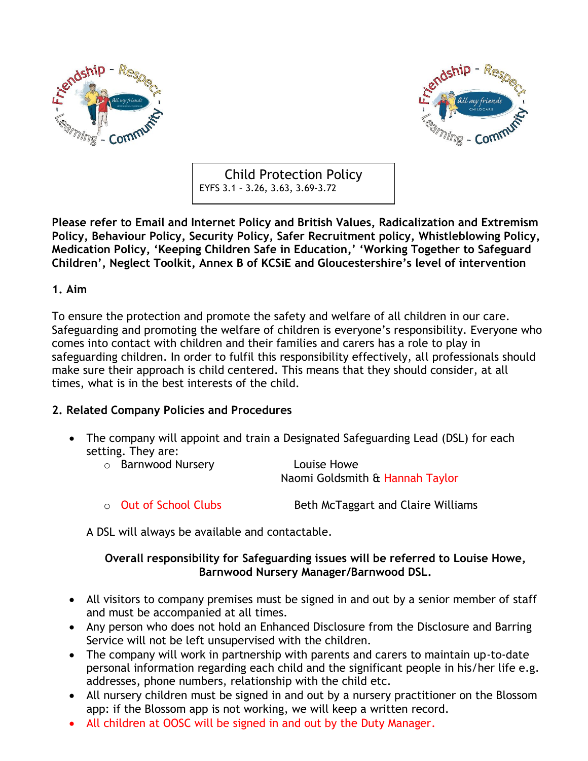# Child Protection Policy

EYFS 3.1 – 3.26, 3.63, 3.69-3.72

**Please refer to Email and Internet Policy and British Values, Radicalization and Extremism Policy, Behaviour Policy, Security Policy, Safer Recruitment policy, Whistleblowing Policy, Medication Policy, 'Keeping Children Safe in Education,' 'Working Together to Safeguard Children', Neglect Toolkit, Annex B of KCSiE and Gloucestershire's level of intervention**

## 1. Aim

To ensure the protection and promote the safety and welfare of all children in our care. Safeguarding and promoting the welfare of children is everyone's responsibility. Everyone who comes into contact with children and their families and carers has a role to play in safeguarding children. In order to fulfil this responsibility effectively, all professionals should make sure their approach is child centered. This means that they should consider, at all times, what is in the best interests of the child.

## 2. Related Company Policies and Procedures

- The company will appoint and train a Designated Safeguarding Lead (DSL) for each setting. They are:
  - Barnwood Nursery — Louise Howe, Naomi Goldsmith & Hannah Taylor
  - Out of School Clubs — Beth McTaggart and Claire Williams

  A DSL will always be available and contactable.

  **Overall responsibility for Safeguarding issues will be referred to Louise Howe, Barnwood Nursery Manager/Barnwood DSL.**

- All visitors to company premises must be signed in and out by a senior member of staff and must be accompanied at all times.
- Any person who does not hold an Enhanced Disclosure from the Disclosure and Barring Service will not be left unsupervised with the children.
- The company will work in partnership with parents and carers to maintain up-to-date personal information regarding each child and the significant people in his/her life e.g. addresses, phone numbers, relationship with the child etc.
- All nursery children must be signed in and out by a nursery practitioner on the Blossom app: if the Blossom app is not working, we will keep a written record.
- All children at OOSC will be signed in and out by the Duty Manager.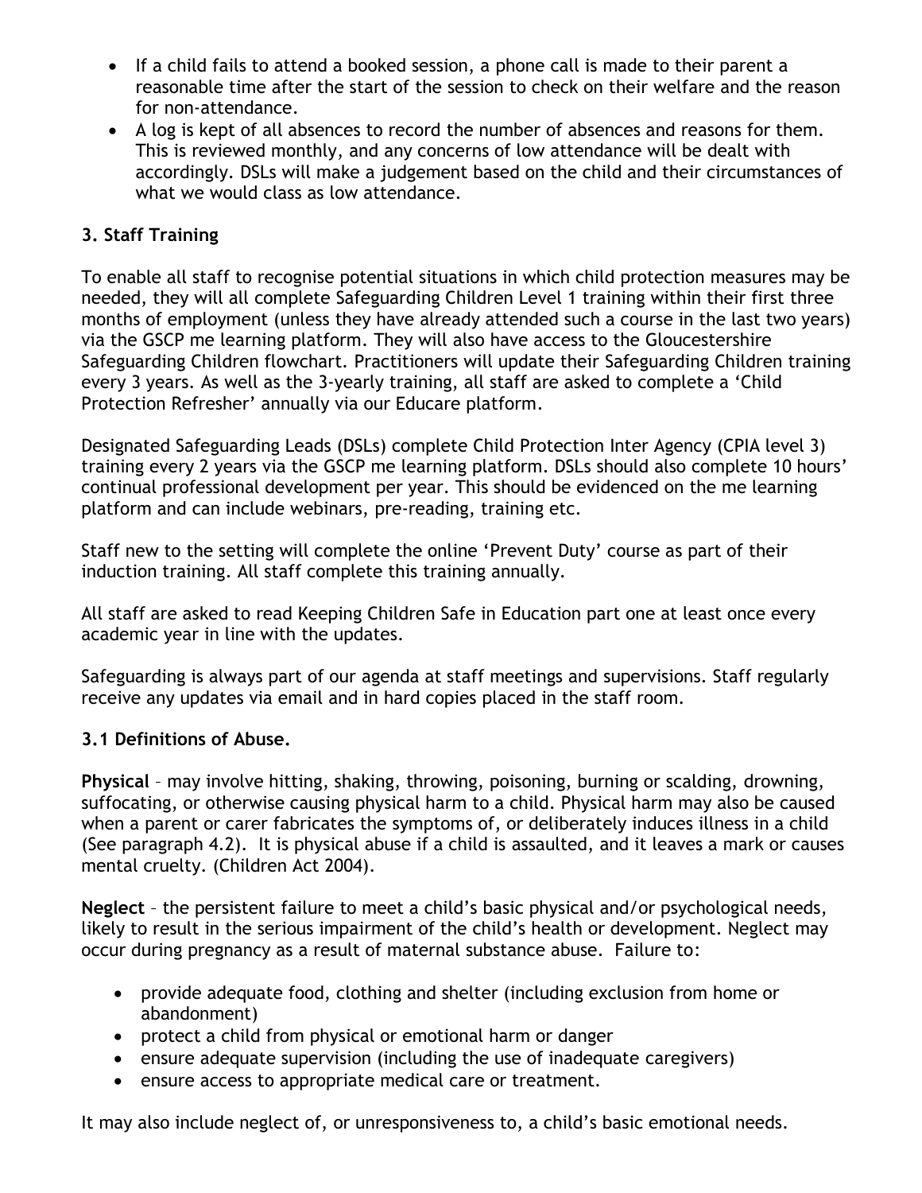- If a child fails to attend a booked session, a phone call is made to their parent a reasonable time after the start of the session to check on their welfare and the reason for non-attendance.
- A log is kept of all absences to record the number of absences and reasons for them. This is reviewed monthly, and any concerns of low attendance will be dealt with accordingly. DSLs will make a judgement based on the child and their circumstances of what we would class as low attendance.

### 3. Staff Training

To enable all staff to recognise potential situations in which child protection measures may be needed, they will all complete Safeguarding Children Level 1 training within their first three months of employment (unless they have already attended such a course in the last two years) via the GSCP me learning platform. They will also have access to the Gloucestershire Safeguarding Children flowchart. Practitioners will update their Safeguarding Children training every 3 years. As well as the 3-yearly training, all staff are asked to complete a 'Child Protection Refresher' annually via our Educare platform.

Designated Safeguarding Leads (DSLs) complete Child Protection Inter Agency (CPIA level 3) training every 2 years via the GSCP me learning platform. DSLs should also complete 10 hours' continual professional development per year. This should be evidenced on the me learning platform and can include webinars, pre-reading, training etc.

Staff new to the setting will complete the online 'Prevent Duty' course as part of their induction training. All staff complete this training annually.

All staff are asked to read Keeping Children Safe in Education part one at least once every academic year in line with the updates.

Safeguarding is always part of our agenda at staff meetings and supervisions. Staff regularly receive any updates via email and in hard copies placed in the staff room.

### 3.1 Definitions of Abuse.

**Physical** – may involve hitting, shaking, throwing, poisoning, burning or scalding, drowning, suffocating, or otherwise causing physical harm to a child. Physical harm may also be caused when a parent or carer fabricates the symptoms of, or deliberately induces illness in a child (See paragraph 4.2). It is physical abuse if a child is assaulted, and it leaves a mark or causes mental cruelty. (Children Act 2004).

**Neglect** – the persistent failure to meet a child's basic physical and/or psychological needs, likely to result in the serious impairment of the child's health or development. Neglect may occur during pregnancy as a result of maternal substance abuse. Failure to:

- provide adequate food, clothing and shelter (including exclusion from home or abandonment)
- protect a child from physical or emotional harm or danger
- ensure adequate supervision (including the use of inadequate caregivers)
- ensure access to appropriate medical care or treatment.

It may also include neglect of, or unresponsiveness to, a child's basic emotional needs.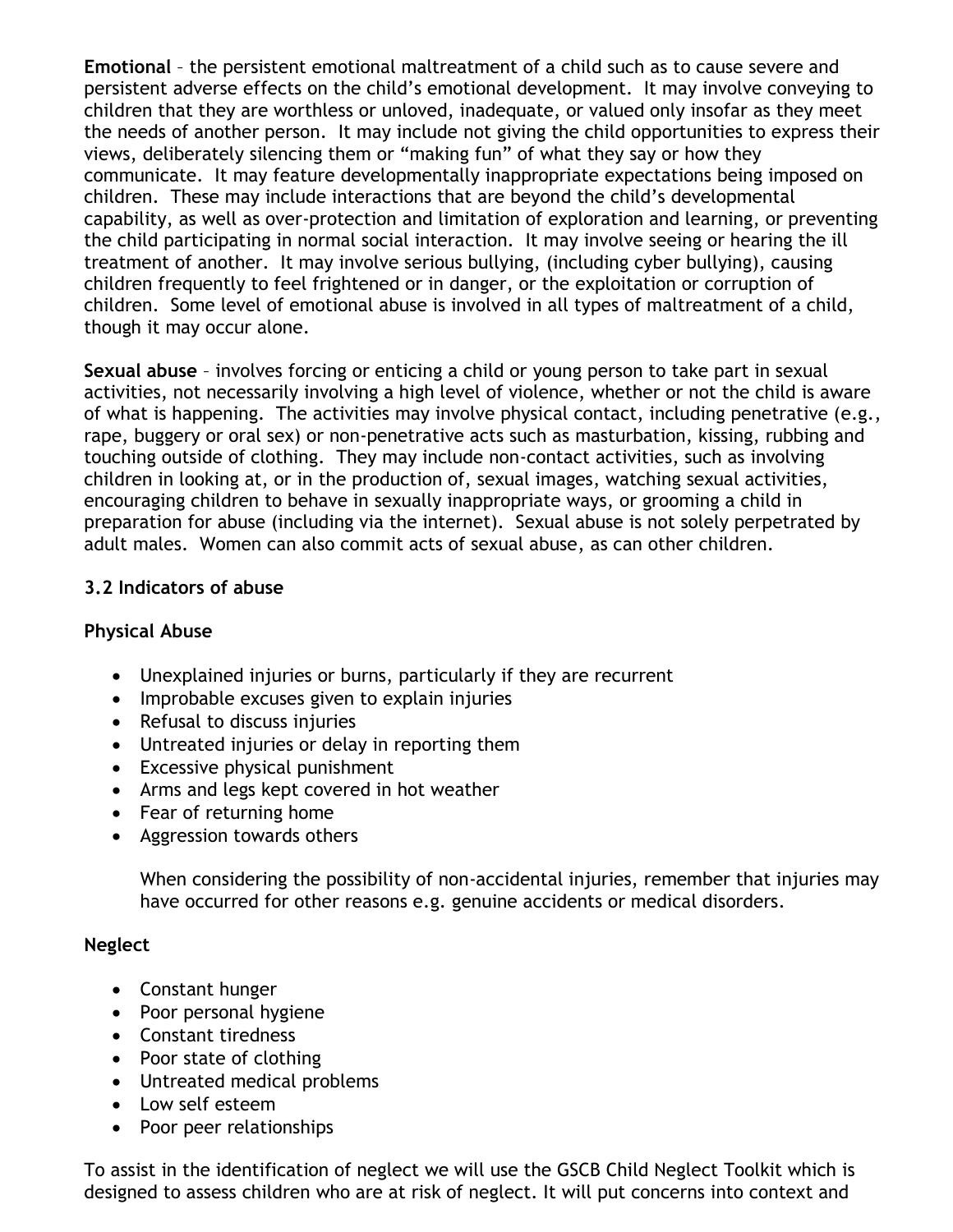**Emotional** – the persistent emotional maltreatment of a child such as to cause severe and persistent adverse effects on the child's emotional development. It may involve conveying to children that they are worthless or unloved, inadequate, or valued only insofar as they meet the needs of another person. It may include not giving the child opportunities to express their views, deliberately silencing them or "making fun" of what they say or how they communicate. It may feature developmentally inappropriate expectations being imposed on children. These may include interactions that are beyond the child's developmental capability, as well as over-protection and limitation of exploration and learning, or preventing the child participating in normal social interaction. It may involve seeing or hearing the ill treatment of another. It may involve serious bullying, (including cyber bullying), causing children frequently to feel frightened or in danger, or the exploitation or corruption of children. Some level of emotional abuse is involved in all types of maltreatment of a child, though it may occur alone.

**Sexual abuse** – involves forcing or enticing a child or young person to take part in sexual activities, not necessarily involving a high level of violence, whether or not the child is aware of what is happening. The activities may involve physical contact, including penetrative (e.g., rape, buggery or oral sex) or non-penetrative acts such as masturbation, kissing, rubbing and touching outside of clothing. They may include non-contact activities, such as involving children in looking at, or in the production of, sexual images, watching sexual activities, encouraging children to behave in sexually inappropriate ways, or grooming a child in preparation for abuse (including via the internet). Sexual abuse is not solely perpetrated by adult males. Women can also commit acts of sexual abuse, as can other children.

### 3.2 Indicators of abuse

**Physical Abuse**

- Unexplained injuries or burns, particularly if they are recurrent
- Improbable excuses given to explain injuries
- Refusal to discuss injuries
- Untreated injuries or delay in reporting them
- Excessive physical punishment
- Arms and legs kept covered in hot weather
- Fear of returning home
- Aggression towards others

  When considering the possibility of non-accidental injuries, remember that injuries may have occurred for other reasons e.g. genuine accidents or medical disorders.

**Neglect**

- Constant hunger
- Poor personal hygiene
- Constant tiredness
- Poor state of clothing
- Untreated medical problems
- Low self esteem
- Poor peer relationships

To assist in the identification of neglect we will use the GSCB Child Neglect Toolkit which is designed to assess children who are at risk of neglect. It will put concerns into context and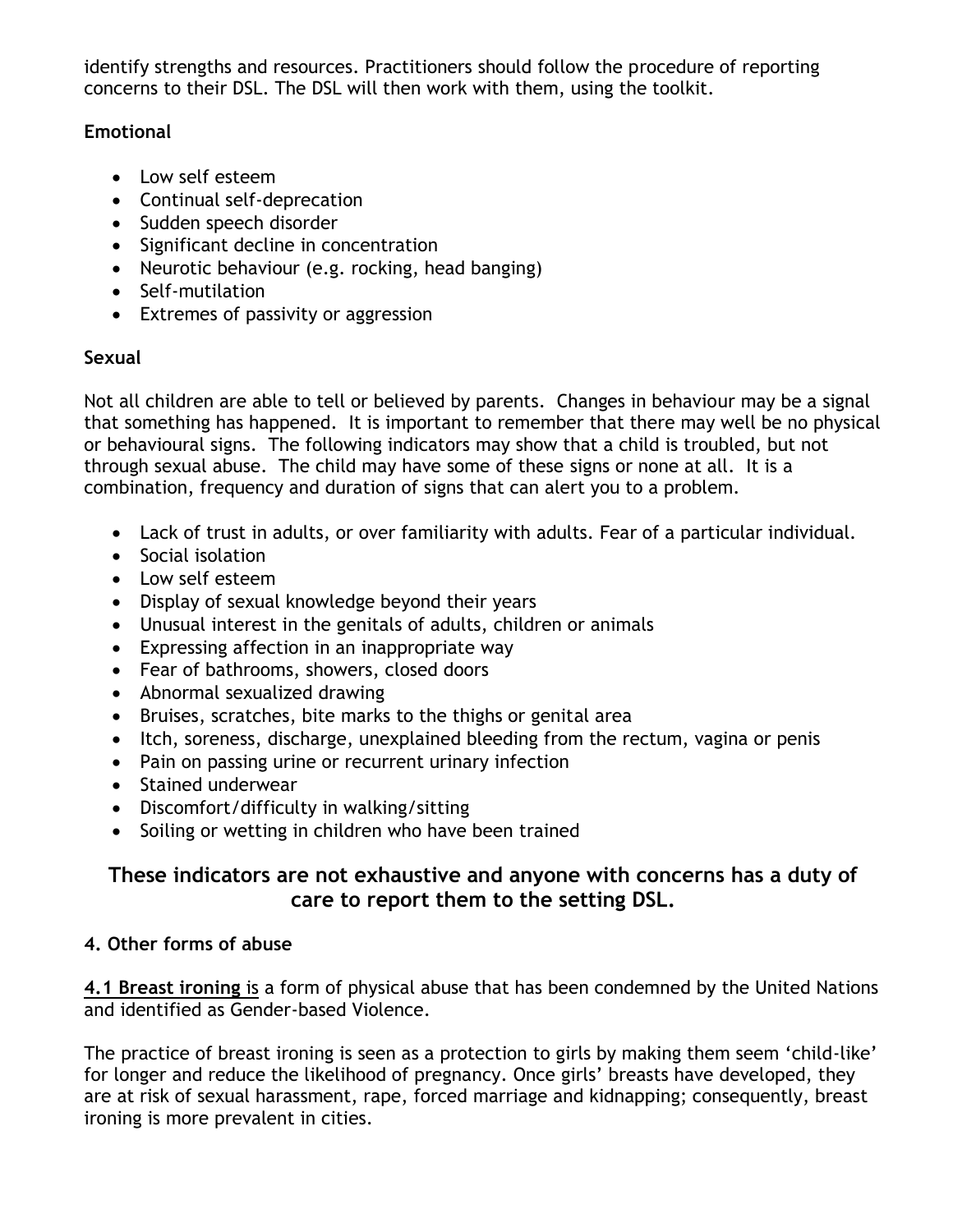identify strengths and resources. Practitioners should follow the procedure of reporting concerns to their DSL. The DSL will then work with them, using the toolkit.

**Emotional**

- Low self esteem
- Continual self-deprecation
- Sudden speech disorder
- Significant decline in concentration
- Neurotic behaviour (e.g. rocking, head banging)
- Self-mutilation
- Extremes of passivity or aggression

**Sexual**

Not all children are able to tell or believed by parents. Changes in behaviour may be a signal that something has happened. It is important to remember that there may well be no physical or behavioural signs. The following indicators may show that a child is troubled, but not through sexual abuse. The child may have some of these signs or none at all. It is a combination, frequency and duration of signs that can alert you to a problem.

- Lack of trust in adults, or over familiarity with adults. Fear of a particular individual.
- Social isolation
- Low self esteem
- Display of sexual knowledge beyond their years
- Unusual interest in the genitals of adults, children or animals
- Expressing affection in an inappropriate way
- Fear of bathrooms, showers, closed doors
- Abnormal sexualized drawing
- Bruises, scratches, bite marks to the thighs or genital area
- Itch, soreness, discharge, unexplained bleeding from the rectum, vagina or penis
- Pain on passing urine or recurrent urinary infection
- Stained underwear
- Discomfort/difficulty in walking/sitting
- Soiling or wetting in children who have been trained

**These indicators are not exhaustive and anyone with concerns has a duty of care to report them to the setting DSL.**

**4. Other forms of abuse**

**4.1 Breast ironing** is a form of physical abuse that has been condemned by the United Nations and identified as Gender-based Violence.

The practice of breast ironing is seen as a protection to girls by making them seem 'child-like' for longer and reduce the likelihood of pregnancy. Once girls' breasts have developed, they are at risk of sexual harassment, rape, forced marriage and kidnapping; consequently, breast ironing is more prevalent in cities.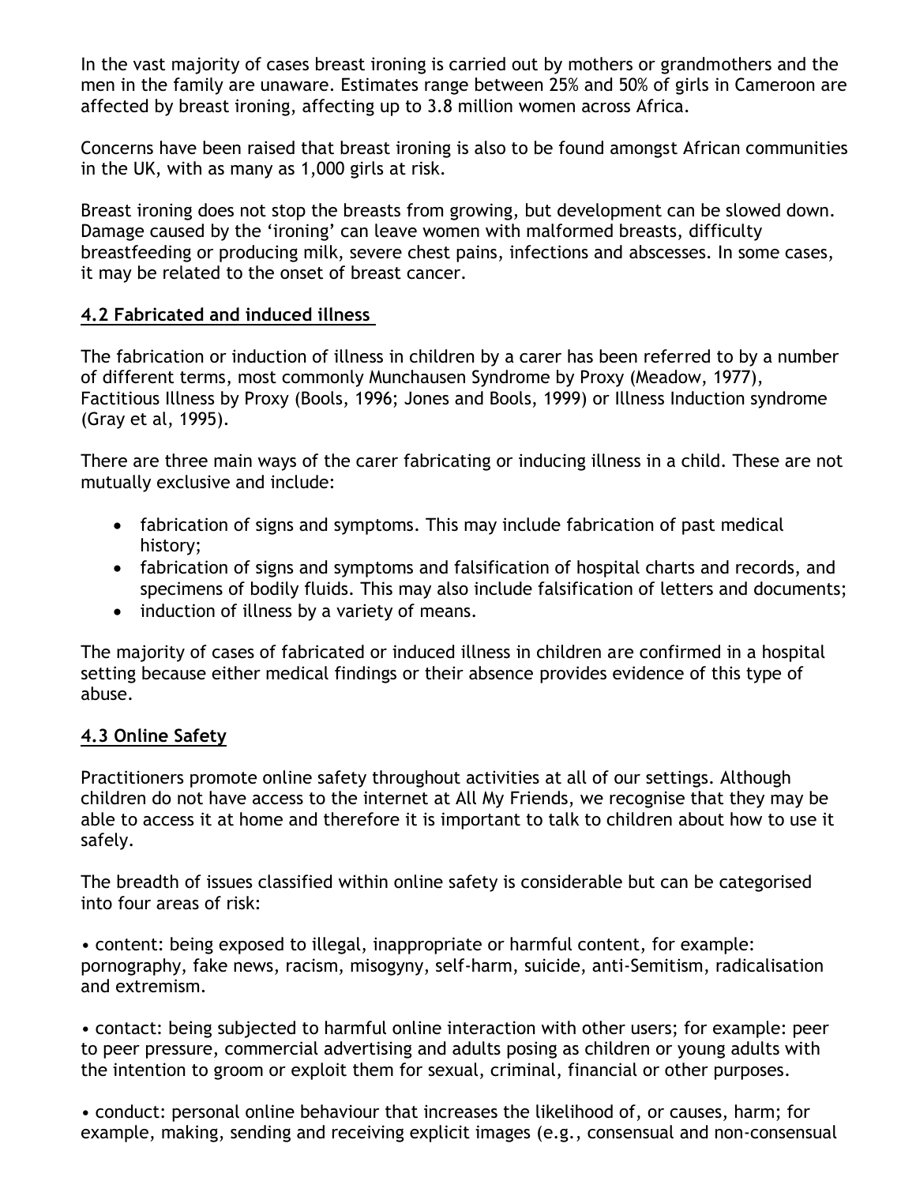In the vast majority of cases breast ironing is carried out by mothers or grandmothers and the men in the family are unaware. Estimates range between 25% and 50% of girls in Cameroon are affected by breast ironing, affecting up to 3.8 million women across Africa.

Concerns have been raised that breast ironing is also to be found amongst African communities in the UK, with as many as 1,000 girls at risk.

Breast ironing does not stop the breasts from growing, but development can be slowed down. Damage caused by the 'ironing' can leave women with malformed breasts, difficulty breastfeeding or producing milk, severe chest pains, infections and abscesses. In some cases, it may be related to the onset of breast cancer.

## 4.2 Fabricated and induced illness

The fabrication or induction of illness in children by a carer has been referred to by a number of different terms, most commonly Munchausen Syndrome by Proxy (Meadow, 1977), Factitious Illness by Proxy (Bools, 1996; Jones and Bools, 1999) or Illness Induction syndrome (Gray et al, 1995).

There are three main ways of the carer fabricating or inducing illness in a child. These are not mutually exclusive and include:

- fabrication of signs and symptoms. This may include fabrication of past medical history;
- fabrication of signs and symptoms and falsification of hospital charts and records, and specimens of bodily fluids. This may also include falsification of letters and documents;
- induction of illness by a variety of means.

The majority of cases of fabricated or induced illness in children are confirmed in a hospital setting because either medical findings or their absence provides evidence of this type of abuse.

## 4.3 Online Safety

Practitioners promote online safety throughout activities at all of our settings. Although children do not have access to the internet at All My Friends, we recognise that they may be able to access it at home and therefore it is important to talk to children about how to use it safely.

The breadth of issues classified within online safety is considerable but can be categorised into four areas of risk:

• content: being exposed to illegal, inappropriate or harmful content, for example: pornography, fake news, racism, misogyny, self-harm, suicide, anti-Semitism, radicalisation and extremism.

• contact: being subjected to harmful online interaction with other users; for example: peer to peer pressure, commercial advertising and adults posing as children or young adults with the intention to groom or exploit them for sexual, criminal, financial or other purposes.

• conduct: personal online behaviour that increases the likelihood of, or causes, harm; for example, making, sending and receiving explicit images (e.g., consensual and non-consensual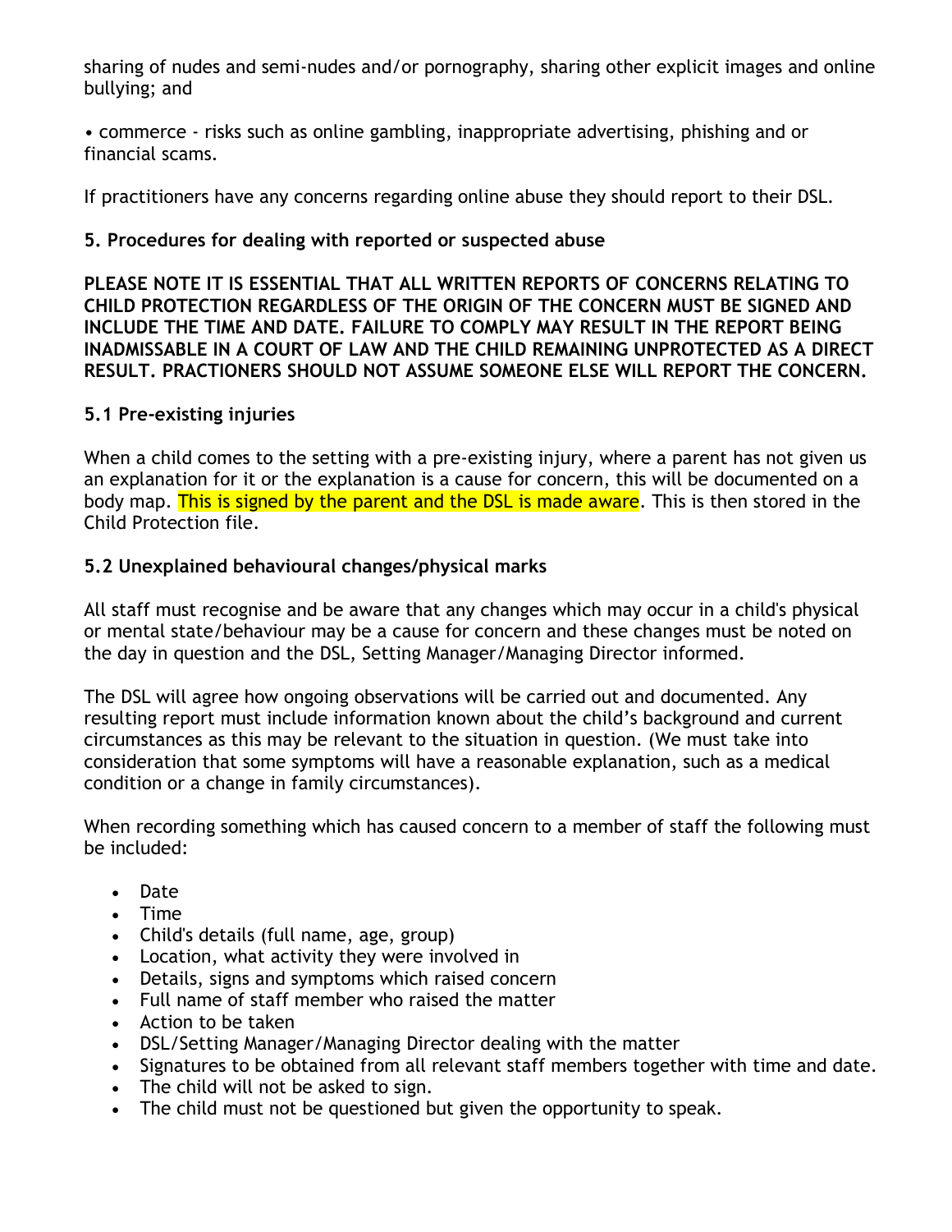sharing of nudes and semi-nudes and/or pornography, sharing other explicit images and online bullying; and

• commerce - risks such as online gambling, inappropriate advertising, phishing and or financial scams.

If practitioners have any concerns regarding online abuse they should report to their DSL.

### 5. Procedures for dealing with reported or suspected abuse

**PLEASE NOTE IT IS ESSENTIAL THAT ALL WRITTEN REPORTS OF CONCERNS RELATING TO CHILD PROTECTION REGARDLESS OF THE ORIGIN OF THE CONCERN MUST BE SIGNED AND INCLUDE THE TIME AND DATE. FAILURE TO COMPLY MAY RESULT IN THE REPORT BEING INADMISSABLE IN A COURT OF LAW AND THE CHILD REMAINING UNPROTECTED AS A DIRECT RESULT. PRACTIONERS SHOULD NOT ASSUME SOMEONE ELSE WILL REPORT THE CONCERN.**

### 5.1 Pre-existing injuries

When a child comes to the setting with a pre-existing injury, where a parent has not given us an explanation for it or the explanation is a cause for concern, this will be documented on a body map. This is signed by the parent and the DSL is made aware. This is then stored in the Child Protection file.

### 5.2 Unexplained behavioural changes/physical marks

All staff must recognise and be aware that any changes which may occur in a child's physical or mental state/behaviour may be a cause for concern and these changes must be noted on the day in question and the DSL, Setting Manager/Managing Director informed.

The DSL will agree how ongoing observations will be carried out and documented. Any resulting report must include information known about the child's background and current circumstances as this may be relevant to the situation in question. (We must take into consideration that some symptoms will have a reasonable explanation, such as a medical condition or a change in family circumstances).

When recording something which has caused concern to a member of staff the following must be included:

- Date
- Time
- Child's details (full name, age, group)
- Location, what activity they were involved in
- Details, signs and symptoms which raised concern
- Full name of staff member who raised the matter
- Action to be taken
- DSL/Setting Manager/Managing Director dealing with the matter
- Signatures to be obtained from all relevant staff members together with time and date.
- The child will not be asked to sign.
- The child must not be questioned but given the opportunity to speak.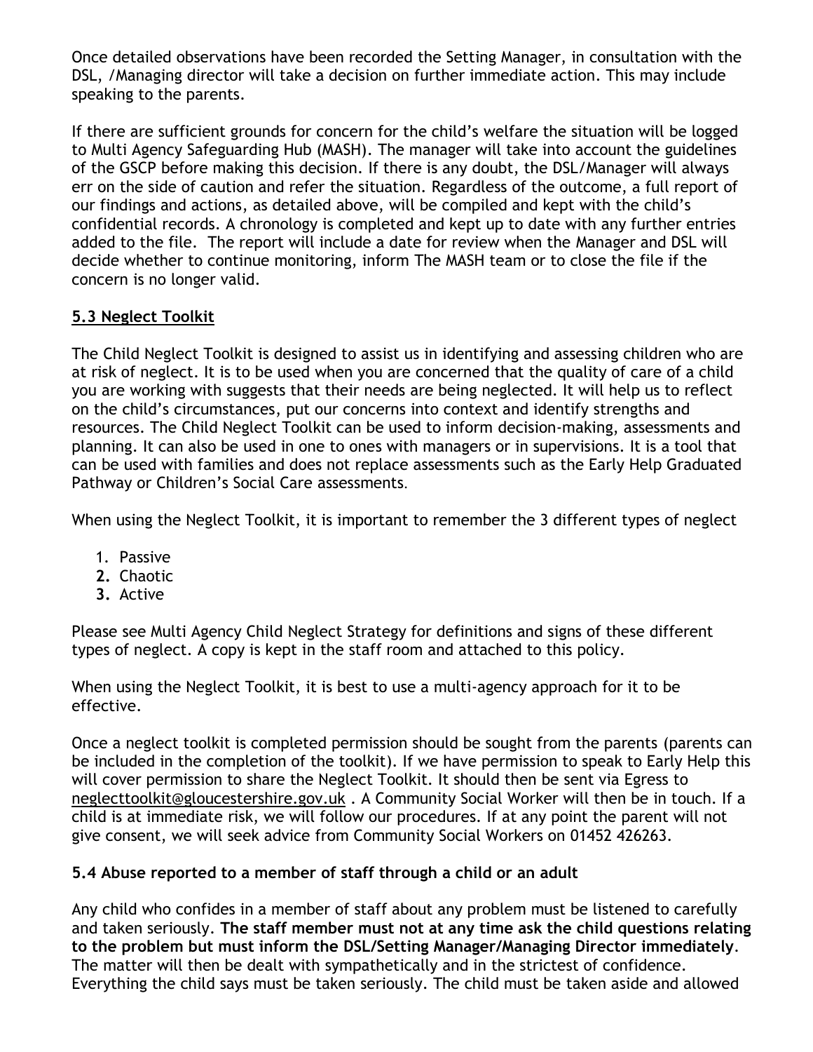Once detailed observations have been recorded the Setting Manager, in consultation with the DSL, /Managing director will take a decision on further immediate action. This may include speaking to the parents.

If there are sufficient grounds for concern for the child's welfare the situation will be logged to Multi Agency Safeguarding Hub (MASH). The manager will take into account the guidelines of the GSCP before making this decision. If there is any doubt, the DSL/Manager will always err on the side of caution and refer the situation. Regardless of the outcome, a full report of our findings and actions, as detailed above, will be compiled and kept with the child's confidential records. A chronology is completed and kept up to date with any further entries added to the file. The report will include a date for review when the Manager and DSL will decide whether to continue monitoring, inform The MASH team or to close the file if the concern is no longer valid.

### 5.3 Neglect Toolkit

The Child Neglect Toolkit is designed to assist us in identifying and assessing children who are at risk of neglect. It is to be used when you are concerned that the quality of care of a child you are working with suggests that their needs are being neglected. It will help us to reflect on the child's circumstances, put our concerns into context and identify strengths and resources. The Child Neglect Toolkit can be used to inform decision-making, assessments and planning. It can also be used in one to ones with managers or in supervisions. It is a tool that can be used with families and does not replace assessments such as the Early Help Graduated Pathway or Children's Social Care assessments.

When using the Neglect Toolkit, it is important to remember the 3 different types of neglect

1. Passive
2. Chaotic
3. Active

Please see Multi Agency Child Neglect Strategy for definitions and signs of these different types of neglect. A copy is kept in the staff room and attached to this policy.

When using the Neglect Toolkit, it is best to use a multi-agency approach for it to be effective.

Once a neglect toolkit is completed permission should be sought from the parents (parents can be included in the completion of the toolkit). If we have permission to speak to Early Help this will cover permission to share the Neglect Toolkit. It should then be sent via Egress to neglecttoolkit@gloucestershire.gov.uk . A Community Social Worker will then be in touch. If a child is at immediate risk, we will follow our procedures. If at any point the parent will not give consent, we will seek advice from Community Social Workers on 01452 426263.

### 5.4 Abuse reported to a member of staff through a child or an adult

Any child who confides in a member of staff about any problem must be listened to carefully and taken seriously. **The staff member must not at any time ask the child questions relating to the problem but must inform the DSL/Setting Manager/Managing Director immediately**. The matter will then be dealt with sympathetically and in the strictest of confidence. Everything the child says must be taken seriously. The child must be taken aside and allowed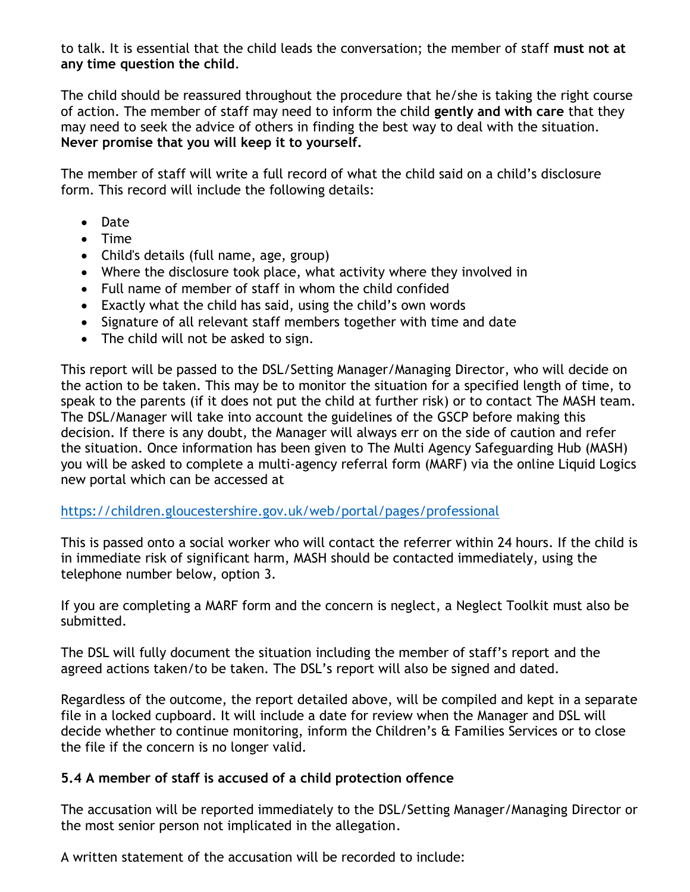to talk. It is essential that the child leads the conversation; the member of staff **must not at any time question the child**.

The child should be reassured throughout the procedure that he/she is taking the right course of action. The member of staff may need to inform the child **gently and with care** that they may need to seek the advice of others in finding the best way to deal with the situation. **Never promise that you will keep it to yourself.**

The member of staff will write a full record of what the child said on a child's disclosure form. This record will include the following details:

- Date
- Time
- Child's details (full name, age, group)
- Where the disclosure took place, what activity where they involved in
- Full name of member of staff in whom the child confided
- Exactly what the child has said, using the child's own words
- Signature of all relevant staff members together with time and date
- The child will not be asked to sign.

This report will be passed to the DSL/Setting Manager/Managing Director, who will decide on the action to be taken. This may be to monitor the situation for a specified length of time, to speak to the parents (if it does not put the child at further risk) or to contact The MASH team. The DSL/Manager will take into account the guidelines of the GSCP before making this decision. If there is any doubt, the Manager will always err on the side of caution and refer the situation. Once information has been given to The Multi Agency Safeguarding Hub (MASH) you will be asked to complete a multi-agency referral form (MARF) via the online Liquid Logics new portal which can be accessed at

https://children.gloucestershire.gov.uk/web/portal/pages/professional

This is passed onto a social worker who will contact the referrer within 24 hours. If the child is in immediate risk of significant harm, MASH should be contacted immediately, using the telephone number below, option 3.

If you are completing a MARF form and the concern is neglect, a Neglect Toolkit must also be submitted.

The DSL will fully document the situation including the member of staff's report and the agreed actions taken/to be taken. The DSL's report will also be signed and dated.

Regardless of the outcome, the report detailed above, will be compiled and kept in a separate file in a locked cupboard. It will include a date for review when the Manager and DSL will decide whether to continue monitoring, inform the Children's & Families Services or to close the file if the concern is no longer valid.

### 5.4 A member of staff is accused of a child protection offence

The accusation will be reported immediately to the DSL/Setting Manager/Managing Director or the most senior person not implicated in the allegation.

A written statement of the accusation will be recorded to include: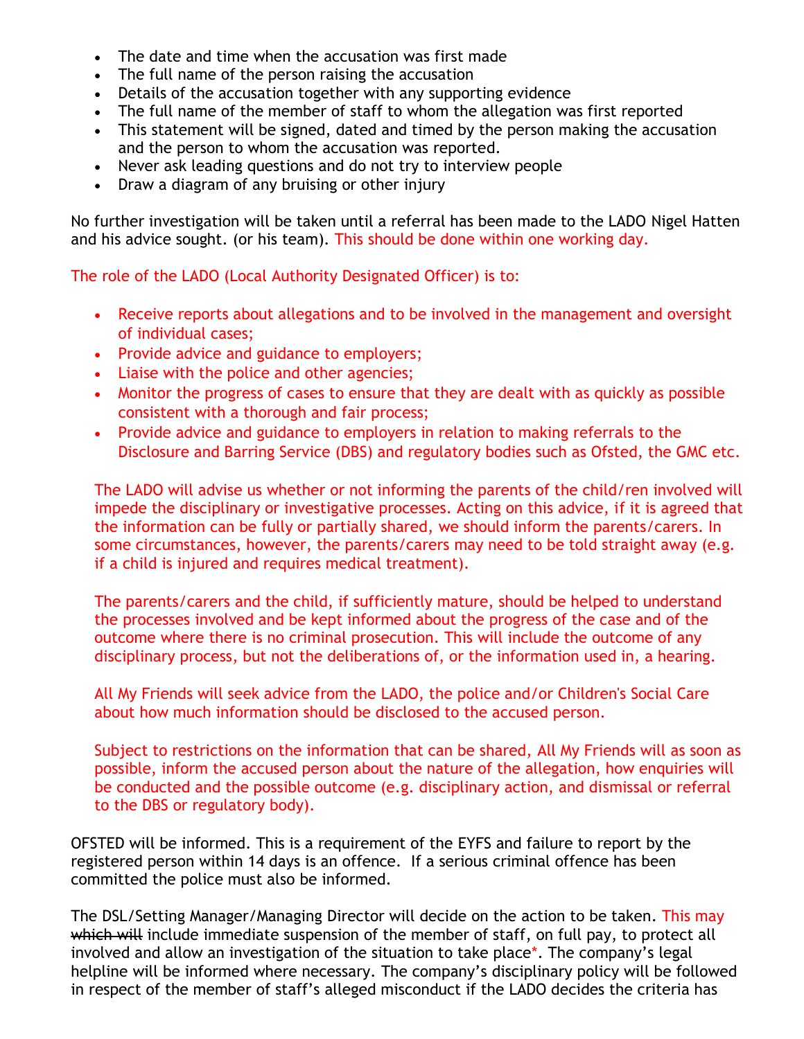- The date and time when the accusation was first made
- The full name of the person raising the accusation
- Details of the accusation together with any supporting evidence
- The full name of the member of staff to whom the allegation was first reported
- This statement will be signed, dated and timed by the person making the accusation and the person to whom the accusation was reported.
- Never ask leading questions and do not try to interview people
- Draw a diagram of any bruising or other injury

No further investigation will be taken until a referral has been made to the LADO Nigel Hatten and his advice sought. (or his team). This should be done within one working day.

The role of the LADO (Local Authority Designated Officer) is to:

- Receive reports about allegations and to be involved in the management and oversight of individual cases;
- Provide advice and guidance to employers;
- Liaise with the police and other agencies;
- Monitor the progress of cases to ensure that they are dealt with as quickly as possible consistent with a thorough and fair process;
- Provide advice and guidance to employers in relation to making referrals to the Disclosure and Barring Service (DBS) and regulatory bodies such as Ofsted, the GMC etc.

The LADO will advise us whether or not informing the parents of the child/ren involved will impede the disciplinary or investigative processes. Acting on this advice, if it is agreed that the information can be fully or partially shared, we should inform the parents/carers. In some circumstances, however, the parents/carers may need to be told straight away (e.g. if a child is injured and requires medical treatment).

The parents/carers and the child, if sufficiently mature, should be helped to understand the processes involved and be kept informed about the progress of the case and of the outcome where there is no criminal prosecution. This will include the outcome of any disciplinary process, but not the deliberations of, or the information used in, a hearing.

All My Friends will seek advice from the LADO, the police and/or Children's Social Care about how much information should be disclosed to the accused person.

Subject to restrictions on the information that can be shared, All My Friends will as soon as possible, inform the accused person about the nature of the allegation, how enquiries will be conducted and the possible outcome (e.g. disciplinary action, and dismissal or referral to the DBS or regulatory body).

OFSTED will be informed. This is a requirement of the EYFS and failure to report by the registered person within 14 days is an offence. If a serious criminal offence has been committed the police must also be informed.

The DSL/Setting Manager/Managing Director will decide on the action to be taken. This may ~~which will~~ include immediate suspension of the member of staff, on full pay, to protect all involved and allow an investigation of the situation to take place*. The company's legal helpline will be informed where necessary. The company's disciplinary policy will be followed in respect of the member of staff's alleged misconduct if the LADO decides the criteria has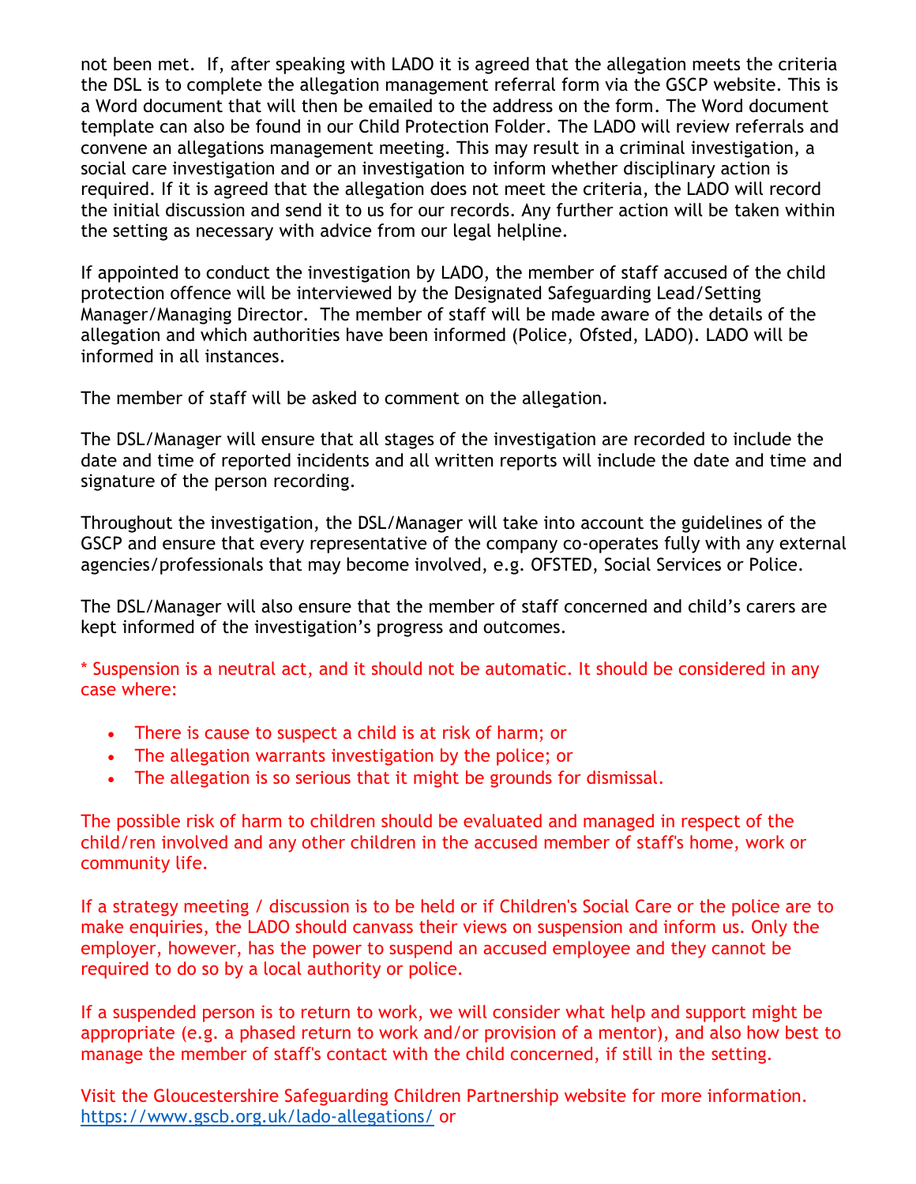not been met. If, after speaking with LADO it is agreed that the allegation meets the criteria the DSL is to complete the allegation management referral form via the GSCP website. This is a Word document that will then be emailed to the address on the form. The Word document template can also be found in our Child Protection Folder. The LADO will review referrals and convene an allegations management meeting. This may result in a criminal investigation, a social care investigation and or an investigation to inform whether disciplinary action is required. If it is agreed that the allegation does not meet the criteria, the LADO will record the initial discussion and send it to us for our records. Any further action will be taken within the setting as necessary with advice from our legal helpline.

If appointed to conduct the investigation by LADO, the member of staff accused of the child protection offence will be interviewed by the Designated Safeguarding Lead/Setting Manager/Managing Director. The member of staff will be made aware of the details of the allegation and which authorities have been informed (Police, Ofsted, LADO). LADO will be informed in all instances.

The member of staff will be asked to comment on the allegation.

The DSL/Manager will ensure that all stages of the investigation are recorded to include the date and time of reported incidents and all written reports will include the date and time and signature of the person recording.

Throughout the investigation, the DSL/Manager will take into account the guidelines of the GSCP and ensure that every representative of the company co-operates fully with any external agencies/professionals that may become involved, e.g. OFSTED, Social Services or Police.

The DSL/Manager will also ensure that the member of staff concerned and child's carers are kept informed of the investigation's progress and outcomes.

* Suspension is a neutral act, and it should not be automatic. It should be considered in any case where:

- There is cause to suspect a child is at risk of harm; or
- The allegation warrants investigation by the police; or
- The allegation is so serious that it might be grounds for dismissal.

The possible risk of harm to children should be evaluated and managed in respect of the child/ren involved and any other children in the accused member of staff's home, work or community life.

If a strategy meeting / discussion is to be held or if Children's Social Care or the police are to make enquiries, the LADO should canvass their views on suspension and inform us. Only the employer, however, has the power to suspend an accused employee and they cannot be required to do so by a local authority or police.

If a suspended person is to return to work, we will consider what help and support might be appropriate (e.g. a phased return to work and/or provision of a mentor), and also how best to manage the member of staff's contact with the child concerned, if still in the setting.

Visit the Gloucestershire Safeguarding Children Partnership website for more information. https://www.gscb.org.uk/lado-allegations/ or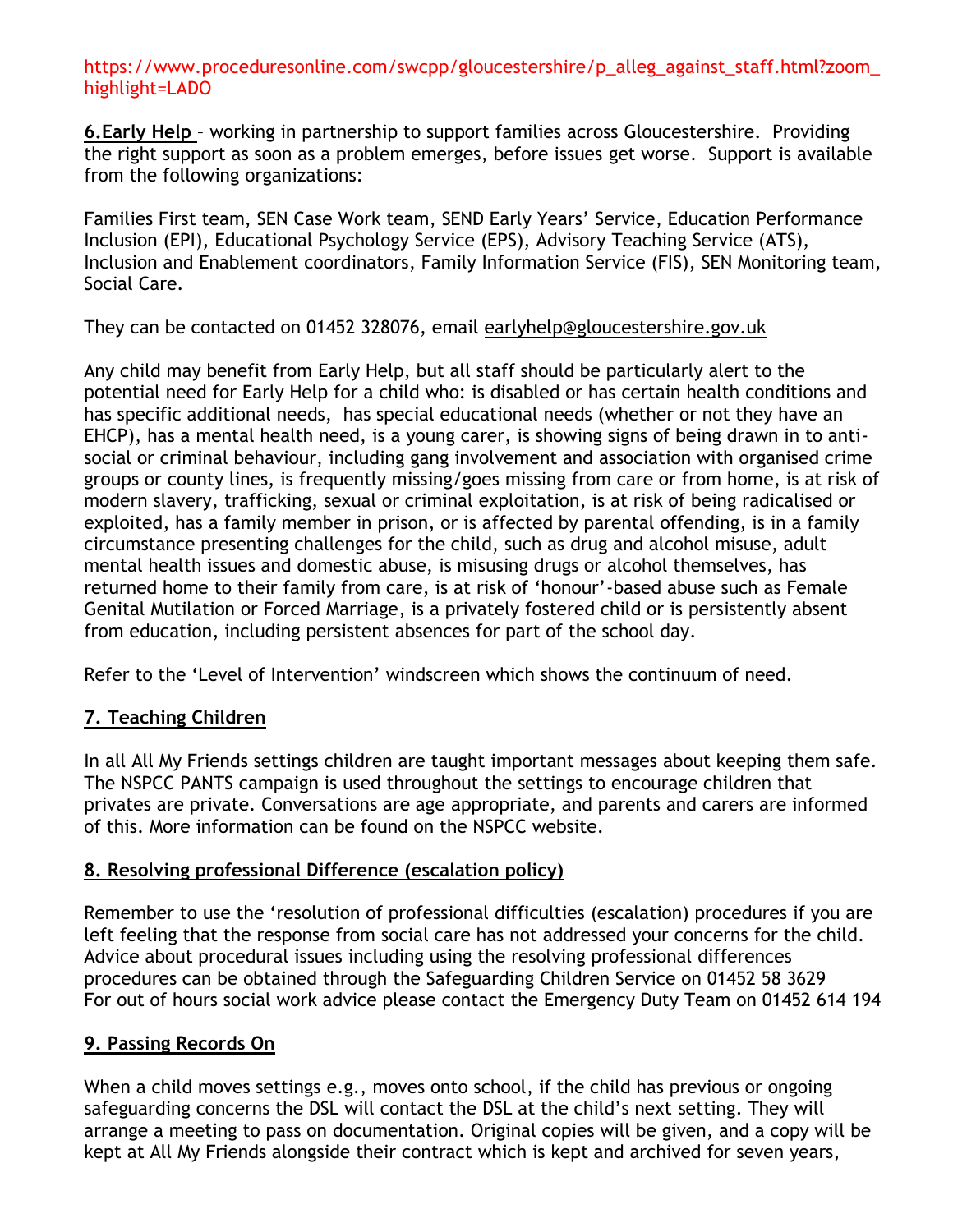https://www.proceduresonline.com/swcpp/gloucestershire/p_alleg_against_staff.html?zoom_highlight=LADO

**6.Early Help** – working in partnership to support families across Gloucestershire. Providing the right support as soon as a problem emerges, before issues get worse. Support is available from the following organizations:

Families First team, SEN Case Work team, SEND Early Years' Service, Education Performance Inclusion (EPI), Educational Psychology Service (EPS), Advisory Teaching Service (ATS), Inclusion and Enablement coordinators, Family Information Service (FIS), SEN Monitoring team, Social Care.

They can be contacted on 01452 328076, email earlyhelp@gloucestershire.gov.uk

Any child may benefit from Early Help, but all staff should be particularly alert to the potential need for Early Help for a child who: is disabled or has certain health conditions and has specific additional needs, has special educational needs (whether or not they have an EHCP), has a mental health need, is a young carer, is showing signs of being drawn in to anti-social or criminal behaviour, including gang involvement and association with organised crime groups or county lines, is frequently missing/goes missing from care or from home, is at risk of modern slavery, trafficking, sexual or criminal exploitation, is at risk of being radicalised or exploited, has a family member in prison, or is affected by parental offending, is in a family circumstance presenting challenges for the child, such as drug and alcohol misuse, adult mental health issues and domestic abuse, is misusing drugs or alcohol themselves, has returned home to their family from care, is at risk of 'honour'-based abuse such as Female Genital Mutilation or Forced Marriage, is a privately fostered child or is persistently absent from education, including persistent absences for part of the school day.

Refer to the 'Level of Intervention' windscreen which shows the continuum of need.

## 7. Teaching Children

In all All My Friends settings children are taught important messages about keeping them safe. The NSPCC PANTS campaign is used throughout the settings to encourage children that privates are private. Conversations are age appropriate, and parents and carers are informed of this. More information can be found on the NSPCC website.

## 8. Resolving professional Difference (escalation policy)

Remember to use the 'resolution of professional difficulties (escalation) procedures if you are left feeling that the response from social care has not addressed your concerns for the child. Advice about procedural issues including using the resolving professional differences procedures can be obtained through the Safeguarding Children Service on 01452 58 3629
For out of hours social work advice please contact the Emergency Duty Team on 01452 614 194

## 9. Passing Records On

When a child moves settings e.g., moves onto school, if the child has previous or ongoing safeguarding concerns the DSL will contact the DSL at the child's next setting. They will arrange a meeting to pass on documentation. Original copies will be given, and a copy will be kept at All My Friends alongside their contract which is kept and archived for seven years,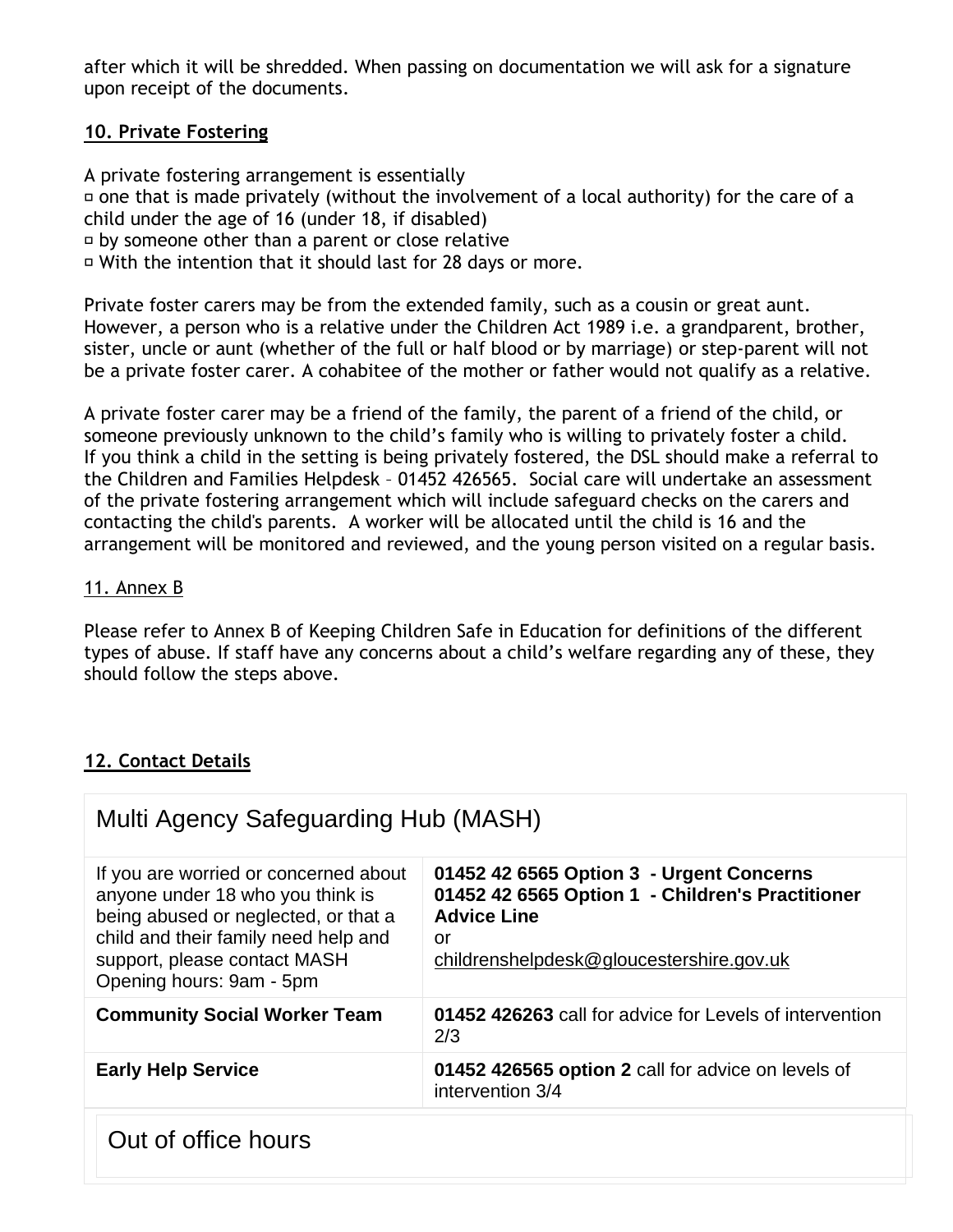after which it will be shredded. When passing on documentation we will ask for a signature upon receipt of the documents.

## 10. Private Fostering

A private fostering arrangement is essentially

- one that is made privately (without the involvement of a local authority) for the care of a child under the age of 16 (under 18, if disabled)
- by someone other than a parent or close relative
- With the intention that it should last for 28 days or more.

Private foster carers may be from the extended family, such as a cousin or great aunt. However, a person who is a relative under the Children Act 1989 i.e. a grandparent, brother, sister, uncle or aunt (whether of the full or half blood or by marriage) or step-parent will not be a private foster carer. A cohabitee of the mother or father would not qualify as a relative.

A private foster carer may be a friend of the family, the parent of a friend of the child, or someone previously unknown to the child's family who is willing to privately foster a child. If you think a child in the setting is being privately fostered, the DSL should make a referral to the Children and Families Helpdesk – 01452 426565. Social care will undertake an assessment of the private fostering arrangement which will include safeguard checks on the carers and contacting the child's parents. A worker will be allocated until the child is 16 and the arrangement will be monitored and reviewed, and the young person visited on a regular basis.

## 11. Annex B

Please refer to Annex B of Keeping Children Safe in Education for definitions of the different types of abuse. If staff have any concerns about a child's welfare regarding any of these, they should follow the steps above.

## 12. Contact Details

| Multi Agency Safeguarding Hub (MASH) | |
|---|---|
| If you are worried or concerned about anyone under 18 who you think is being abused or neglected, or that a child and their family need help and support, please contact MASH Opening hours: 9am - 5pm | **01452 42 6565 Option 3 - Urgent Concerns**<br>**01452 42 6565 Option 1 - Children's Practitioner Advice Line**<br>or<br>childrenshelpdesk@gloucestershire.gov.uk |
| **Community Social Worker Team** | **01452 426263** call for advice for Levels of intervention 2/3 |
| **Early Help Service** | **01452 426565 option 2** call for advice on levels of intervention 3/4 |

| Out of office hours |
|---|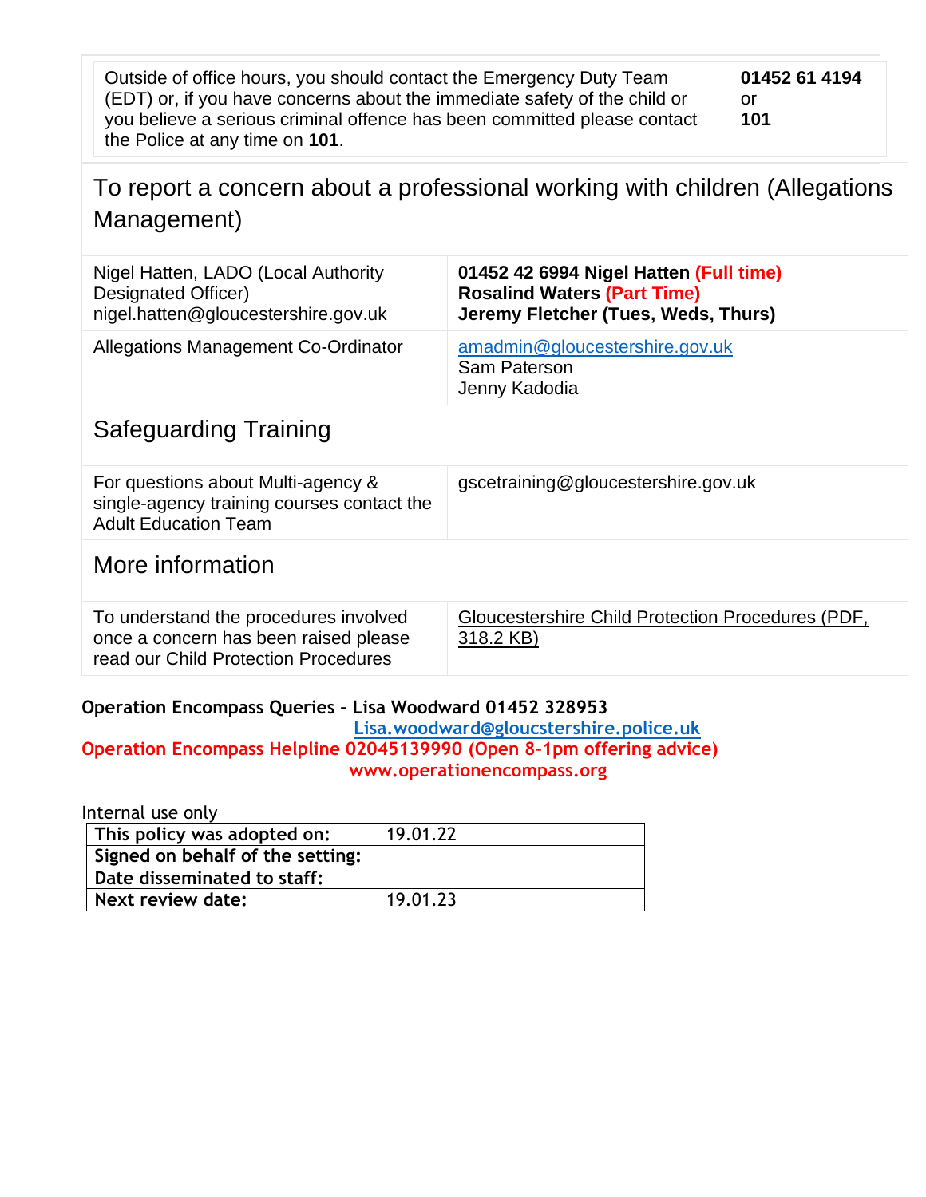| | |
|---|---|
| Outside of office hours, you should contact the Emergency Duty Team (EDT) or, if you have concerns about the immediate safety of the child or you believe a serious criminal offence has been committed please contact the Police at any time on **101**. | **01452 61 4194** or **101** |

## To report a concern about a professional working with children (Allegations Management)

| | |
|---|---|
| Nigel Hatten, LADO (Local Authority Designated Officer) nigel.hatten@gloucestershire.gov.uk | **01452 42 6994 Nigel Hatten (Full time)** **Rosalind Waters (Part Time)** **Jeremy Fletcher (Tues, Weds, Thurs)** |
| Allegations Management Co-Ordinator | amadmin@gloucestershire.gov.uk Sam Paterson Jenny Kadodia |

## Safeguarding Training

| | |
|---|---|
| For questions about Multi-agency & single-agency training courses contact the Adult Education Team | gscetraining@gloucestershire.gov.uk |

## More information

| | |
|---|---|
| To understand the procedures involved once a concern has been raised please read our Child Protection Procedures | Gloucestershire Child Protection Procedures (PDF, 318.2 KB) |

**Operation Encompass Queries – Lisa Woodward 01452 328953**
**Lisa.woodward@gloucstershire.police.uk**
**Operation Encompass Helpline 02045139990 (Open 8-1pm offering advice)**
**www.operationencompass.org**

Internal use only

| | |
|---|---|
| **This policy was adopted on:** | 19.01.22 |
| **Signed on behalf of the setting:** | |
| **Date disseminated to staff:** | |
| **Next review date:** | 19.01.23 |